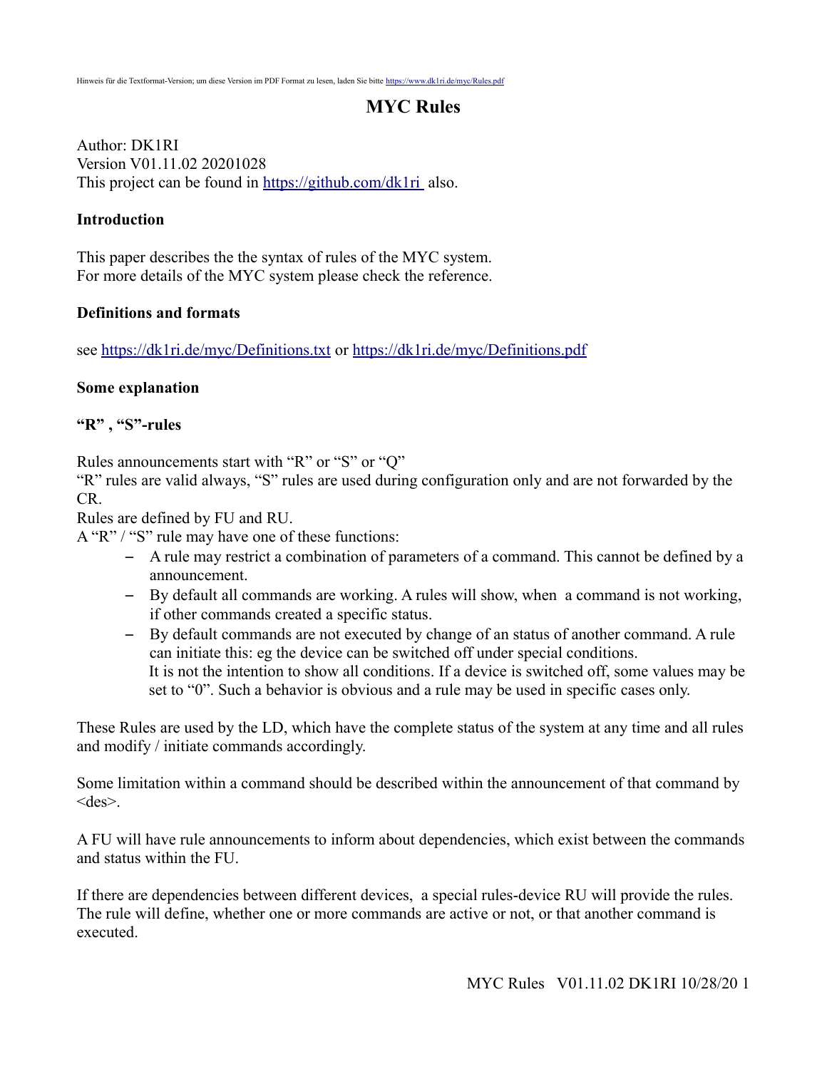Hinweis für die Textformat-Version; um diese Version im PDF Format zu lesen, laden Sie bitte https://www.dk1ri.de/myc/Rules.pdf

# MYC Rules

Author: DK1RI
Version V01.11.02 20201028
This project can be found in https://github.com/dk1ri also.

**Introduction**

This paper describes the the syntax of rules of the MYC system.
For more details of the MYC system please check the reference.

**Definitions and formats**

see https://dk1ri.de/myc/Definitions.txt or https://dk1ri.de/myc/Definitions.pdf

**Some explanation**

**"R" , "S"-rules**

Rules announcements start with "R" or "S" or "Q"
"R" rules are valid always, "S" rules are used during configuration only and are not forwarded by the CR.
Rules are defined by FU and RU.
A "R" / "S" rule may have one of these functions:

- A rule may restrict a combination of parameters of a command. This cannot be defined by a announcement.
- By default all commands are working. A rules will show, when a command is not working, if other commands created a specific status.
- By default commands are not executed by change of an status of another command. A rule can initiate this: eg the device can be switched off under special conditions.
  It is not the intention to show all conditions. If a device is switched off, some values may be set to "0". Such a behavior is obvious and a rule may be used in specific cases only.

These Rules are used by the LD, which have the complete status of the system at any time and all rules and modify / initiate commands accordingly.

Some limitation within a command should be described within the announcement of that command by <des>.

A FU will have rule announcements to inform about dependencies, which exist between the commands and status within the FU.

If there are dependencies between different devices, a special rules-device RU will provide the rules.
The rule will define, whether one or more commands are active or not, or that another command is executed.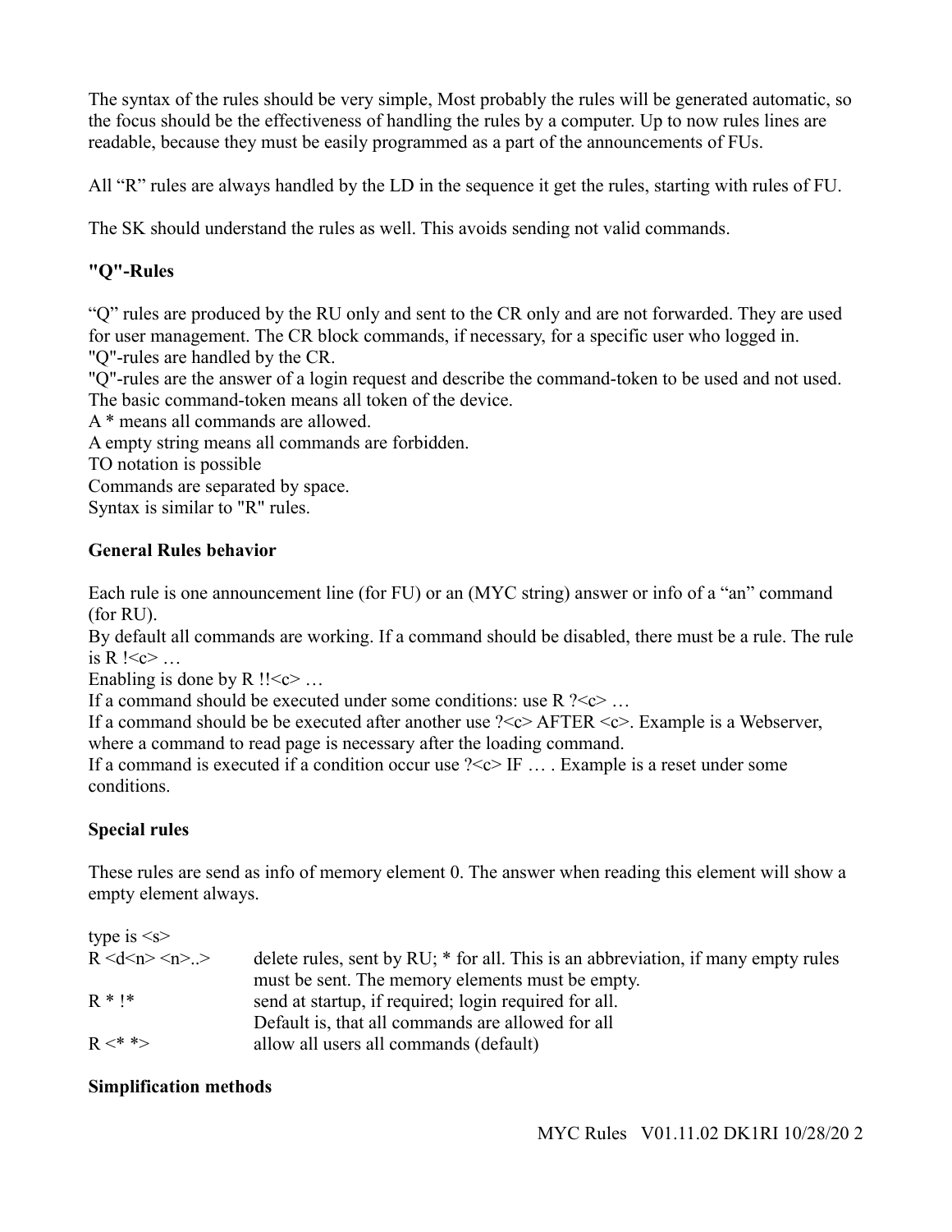The syntax of the rules should be very simple, Most probably the rules will be generated automatic, so the focus should be the effectiveness of handling the rules by a computer. Up to now rules lines are readable, because they must be easily programmed as a part of the announcements of FUs.

All “R” rules are always handled by the LD in the sequence it get the rules, starting with rules of FU.

The SK should understand the rules as well. This avoids sending not valid commands.

### "Q"-Rules

“Q” rules are produced by the RU only and sent to the CR only and are not forwarded. They are used for user management. The CR block commands, if necessary, for a specific user who logged in.
"Q"-rules are handled by the CR.
"Q"-rules are the answer of a login request and describe the command-token to be used and not used.
The basic command-token means all token of the device.
A * means all commands are allowed.
A empty string means all commands are forbidden.
TO notation is possible
Commands are separated by space.
Syntax is similar to "R" rules.

### General Rules behavior

Each rule is one announcement line (for FU) or an (MYC string) answer or info of a “an” command (for RU).
By default all commands are working. If a command should be disabled, there must be a rule. The rule is R !<c> …
Enabling is done by R !!<c> …
If a command should be executed under some conditions: use R ?<c> …
If a command should be be executed after another use ?<c> AFTER <c>. Example is a Webserver, where a command to read page is necessary after the loading command.
If a command is executed if a condition occur use ?<c> IF … . Example is a reset under some conditions.

### Special rules

These rules are send as info of memory element 0. The answer when reading this element will show a empty element always.

| type is <s> | |
|---|---|
| R <d<n> <n>..> | delete rules, sent by RU; * for all. This is an abbreviation, if many empty rules must be sent. The memory elements must be empty. |
| R * !* | send at startup, if required; login required for all. Default is, that all commands are allowed for all |
| R <* *> | allow all users all commands (default) |

### Simplification methods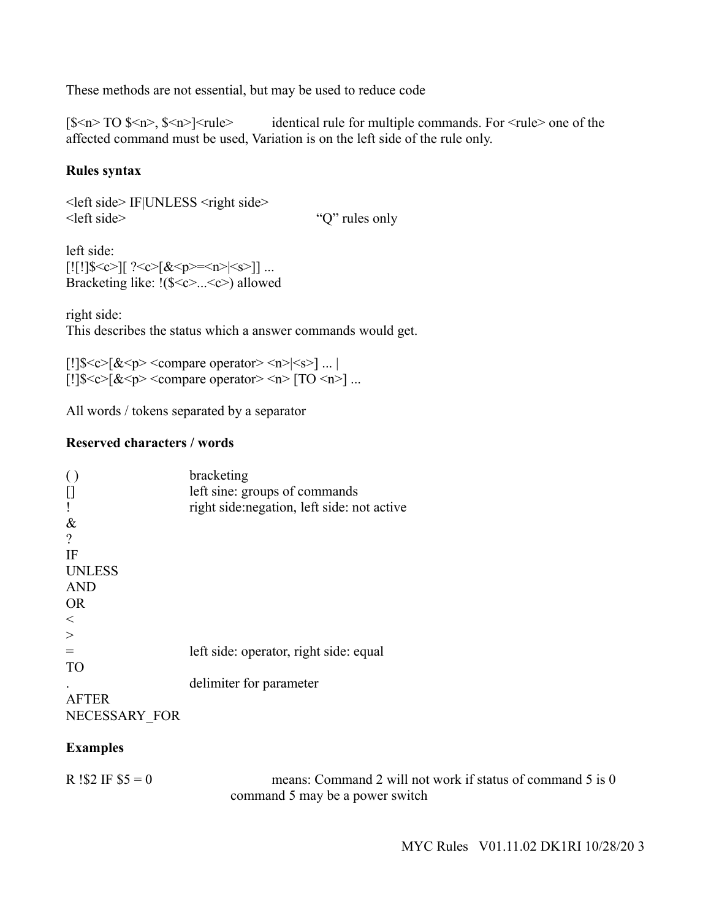These methods are not essential, but may be used to reduce code

[$<n> TO $<n>, $<n>]<rule>    identical rule for multiple commands. For <rule> one of the affected command must be used, Variation is on the left side of the rule only.

**Rules syntax**

<left side> IF|UNLESS <right side>
<left side>    “Q” rules only

left side:
[![!]$<c>][ ?<c>[&<p>=<n>|<s>]] ...
Bracketing like: !($<c>...<c>) allowed

right side:
This describes the status which a answer commands would get.

[!]$<c>[&<p> <compare operator> <n>|<s>] ... |
[!]$<c>[&<p> <compare operator> <n> [TO <n>] ...

All words / tokens separated by a separator

**Reserved characters / words**

| | |
|---|---|
| ( ) | bracketing |
| [] | left sine: groups of commands |
| ! | right side:negation, left side: not active |
| & | |
| ? | |
| IF | |
| UNLESS | |
| AND | |
| OR | |
| < | |
| > | |
| = | left side: operator, right side: equal |
| TO | |
| . | delimiter for parameter |
| AFTER | |
| NECESSARY_FOR | |

**Examples**

R !$2 IF $5 = 0    means: Command 2 will not work if status of command 5 is 0
command 5 may be a power switch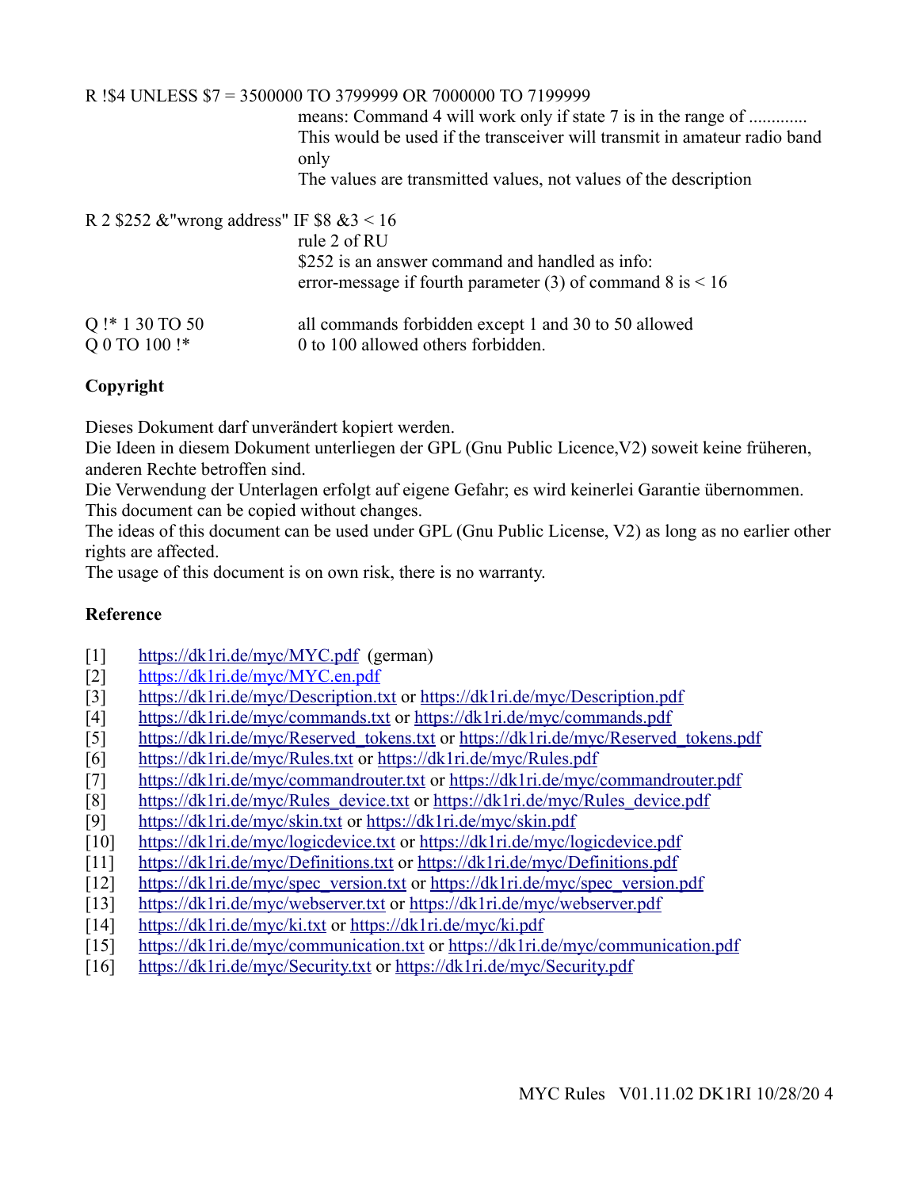R !$4 UNLESS $7 = 3500000 TO 3799999 OR 7000000 TO 7199999

means: Command 4 will work only if state 7 is in the range of .............
This would be used if the transceiver will transmit in amateur radio band only
The values are transmitted values, not values of the description

R 2 $252 &"wrong address" IF $8 &3 < 16

rule 2 of RU
$252 is an answer command and handled as info:
error-message if fourth parameter (3) of command 8 is < 16

| | |
|---|---|
| Q !* 1 30 TO 50 | all commands forbidden except 1 and 30 to 50 allowed |
| Q 0 TO 100 !* | 0 to 100 allowed others forbidden. |

**Copyright**

Dieses Dokument darf unverändert kopiert werden.
Die Ideen in diesem Dokument unterliegen der GPL (Gnu Public Licence,V2) soweit keine früheren, anderen Rechte betroffen sind.
Die Verwendung der Unterlagen erfolgt auf eigene Gefahr; es wird keinerlei Garantie übernommen.
This document can be copied without changes.
The ideas of this document can be used under GPL (Gnu Public License, V2) as long as no earlier other rights are affected.
The usage of this document is on own risk, there is no warranty.

**Reference**

[1] https://dk1ri.de/myc/MYC.pdf (german)
[2] https://dk1ri.de/myc/MYC.en.pdf
[3] https://dk1ri.de/myc/Description.txt or https://dk1ri.de/myc/Description.pdf
[4] https://dk1ri.de/myc/commands.txt or https://dk1ri.de/myc/commands.pdf
[5] https://dk1ri.de/myc/Reserved_tokens.txt or https://dk1ri.de/myc/Reserved_tokens.pdf
[6] https://dk1ri.de/myc/Rules.txt or https://dk1ri.de/myc/Rules.pdf
[7] https://dk1ri.de/myc/commandrouter.txt or https://dk1ri.de/myc/commandrouter.pdf
[8] https://dk1ri.de/myc/Rules_device.txt or https://dk1ri.de/myc/Rules_device.pdf
[9] https://dk1ri.de/myc/skin.txt or https://dk1ri.de/myc/skin.pdf
[10] https://dk1ri.de/myc/logicdevice.txt or https://dk1ri.de/myc/logicdevice.pdf
[11] https://dk1ri.de/myc/Definitions.txt or https://dk1ri.de/myc/Definitions.pdf
[12] https://dk1ri.de/myc/spec_version.txt or https://dk1ri.de/myc/spec_version.pdf
[13] https://dk1ri.de/myc/webserver.txt or https://dk1ri.de/myc/webserver.pdf
[14] https://dk1ri.de/myc/ki.txt or https://dk1ri.de/myc/ki.pdf
[15] https://dk1ri.de/myc/communication.txt or https://dk1ri.de/myc/communication.pdf
[16] https://dk1ri.de/myc/Security.txt or https://dk1ri.de/myc/Security.pdf